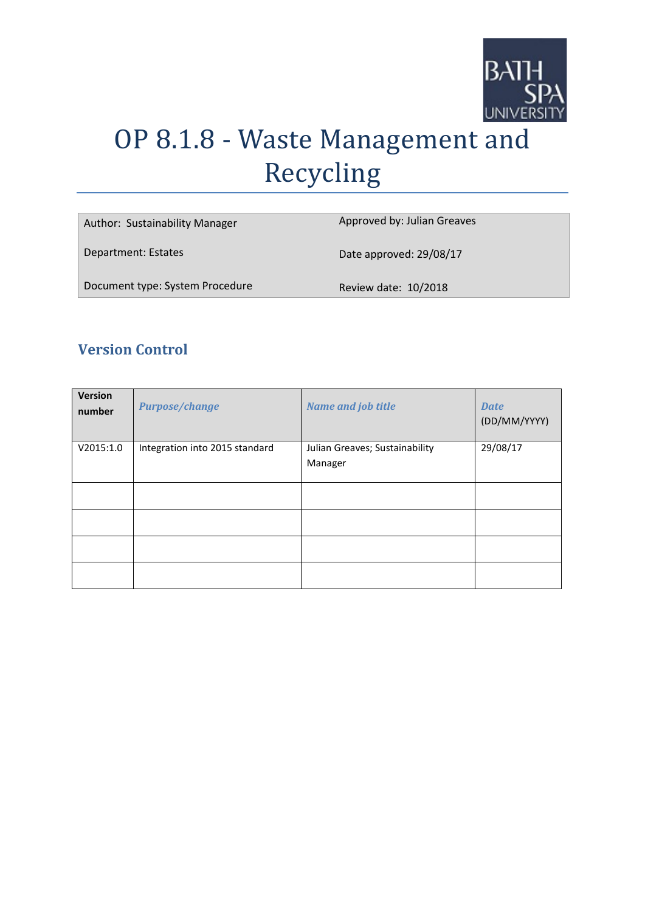# OP 8.1.8 - Waste Management and Recycling

| | |
|---|---|
| Author: Sustainability Manager | Approved by: Julian Greaves |
| Department: Estates | Date approved: 29/08/17 |
| Document type: System Procedure | Review date: 10/2018 |

## Version Control

| Version number | *Purpose/change* | *Name and job title* | *Date* (DD/MM/YYYY) |
|---|---|---|---|
| V2015:1.0 | Integration into 2015 standard | Julian Greaves; Sustainability Manager | 29/08/17 |
| | | | |
| | | | |
| | | | |
| | | | |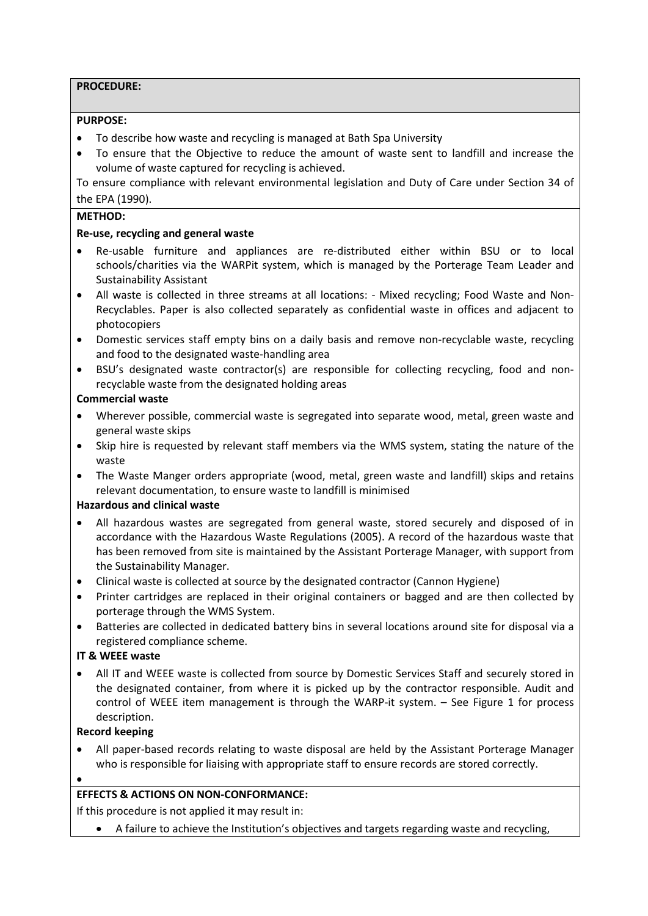**PROCEDURE:**

**PURPOSE:**

- To describe how waste and recycling is managed at Bath Spa University
- To ensure that the Objective to reduce the amount of waste sent to landfill and increase the volume of waste captured for recycling is achieved.

To ensure compliance with relevant environmental legislation and Duty of Care under Section 34 of the EPA (1990).

**METHOD:**

**Re-use, recycling and general waste**

- Re-usable furniture and appliances are re-distributed either within BSU or to local schools/charities via the WARPit system, which is managed by the Porterage Team Leader and Sustainability Assistant
- All waste is collected in three streams at all locations: - Mixed recycling; Food Waste and Non-Recyclables. Paper is also collected separately as confidential waste in offices and adjacent to photocopiers
- Domestic services staff empty bins on a daily basis and remove non-recyclable waste, recycling and food to the designated waste-handling area
- BSU's designated waste contractor(s) are responsible for collecting recycling, food and non-recyclable waste from the designated holding areas

**Commercial waste**

- Wherever possible, commercial waste is segregated into separate wood, metal, green waste and general waste skips
- Skip hire is requested by relevant staff members via the WMS system, stating the nature of the waste
- The Waste Manger orders appropriate (wood, metal, green waste and landfill) skips and retains relevant documentation, to ensure waste to landfill is minimised

**Hazardous and clinical waste**

- All hazardous wastes are segregated from general waste, stored securely and disposed of in accordance with the Hazardous Waste Regulations (2005). A record of the hazardous waste that has been removed from site is maintained by the Assistant Porterage Manager, with support from the Sustainability Manager.
- Clinical waste is collected at source by the designated contractor (Cannon Hygiene)
- Printer cartridges are replaced in their original containers or bagged and are then collected by porterage through the WMS System.
- Batteries are collected in dedicated battery bins in several locations around site for disposal via a registered compliance scheme.

**IT & WEEE waste**

- All IT and WEEE waste is collected from source by Domestic Services Staff and securely stored in the designated container, from where it is picked up by the contractor responsible. Audit and control of WEEE item management is through the WARP-it system. – See Figure 1 for process description.

**Record keeping**

- All paper-based records relating to waste disposal are held by the Assistant Porterage Manager who is responsible for liaising with appropriate staff to ensure records are stored correctly.
- 

**EFFECTS & ACTIONS ON NON-CONFORMANCE:**

If this procedure is not applied it may result in:

- A failure to achieve the Institution's objectives and targets regarding waste and recycling,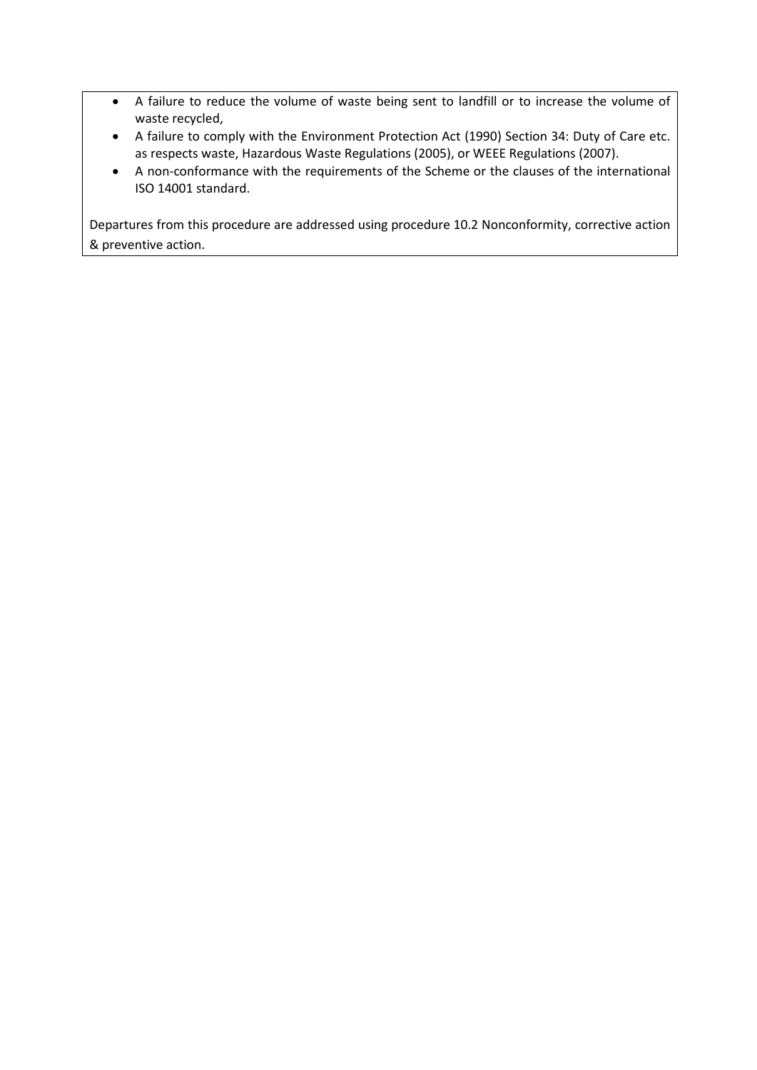- A failure to reduce the volume of waste being sent to landfill or to increase the volume of waste recycled,
- A failure to comply with the Environment Protection Act (1990) Section 34: Duty of Care etc. as respects waste, Hazardous Waste Regulations (2005), or WEEE Regulations (2007).
- A non-conformance with the requirements of the Scheme or the clauses of the international ISO 14001 standard.

Departures from this procedure are addressed using procedure 10.2 Nonconformity, corrective action & preventive action.